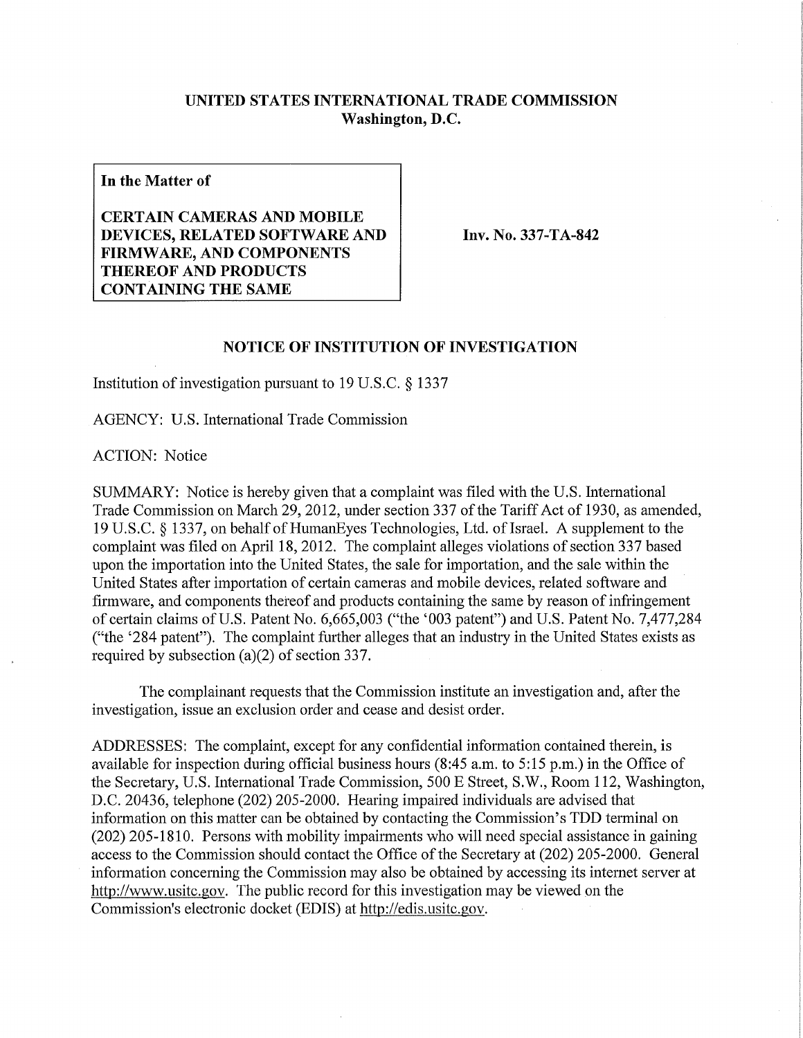**UNITED STATES INTERNATIONAL TRADE COMMISSION**
**Washington, D.C.**

| **In the Matter of**<br><br>**CERTAIN CAMERAS AND MOBILE DEVICES, RELATED SOFTWARE AND FIRMWARE, AND COMPONENTS THEREOF AND PRODUCTS CONTAINING THE SAME** | **Inv. No. 337-TA-842** |
|---|---|

**NOTICE OF INSTITUTION OF INVESTIGATION**

Institution of investigation pursuant to 19 U.S.C. § 1337

AGENCY: U.S. International Trade Commission

ACTION: Notice

SUMMARY: Notice is hereby given that a complaint was filed with the U.S. International Trade Commission on March 29, 2012, under section 337 of the Tariff Act of 1930, as amended, 19 U.S.C. § 1337, on behalf of HumanEyes Technologies, Ltd. of Israel. A supplement to the complaint was filed on April 18, 2012. The complaint alleges violations of section 337 based upon the importation into the United States, the sale for importation, and the sale within the United States after importation of certain cameras and mobile devices, related software and firmware, and components thereof and products containing the same by reason of infringement of certain claims of U.S. Patent No. 6,665,003 ("the '003 patent") and U.S. Patent No. 7,477,284 ("the '284 patent"). The complaint further alleges that an industry in the United States exists as required by subsection (a)(2) of section 337.

The complainant requests that the Commission institute an investigation and, after the investigation, issue an exclusion order and cease and desist order.

ADDRESSES: The complaint, except for any confidential information contained therein, is available for inspection during official business hours (8:45 a.m. to 5:15 p.m.) in the Office of the Secretary, U.S. International Trade Commission, 500 E Street, S.W., Room 112, Washington, D.C. 20436, telephone (202) 205-2000. Hearing impaired individuals are advised that information on this matter can be obtained by contacting the Commission's TDD terminal on (202) 205-1810. Persons with mobility impairments who will need special assistance in gaining access to the Commission should contact the Office of the Secretary at (202) 205-2000. General information concerning the Commission may also be obtained by accessing its internet server at http://www.usitc.gov. The public record for this investigation may be viewed on the Commission's electronic docket (EDIS) at http://edis.usitc.gov.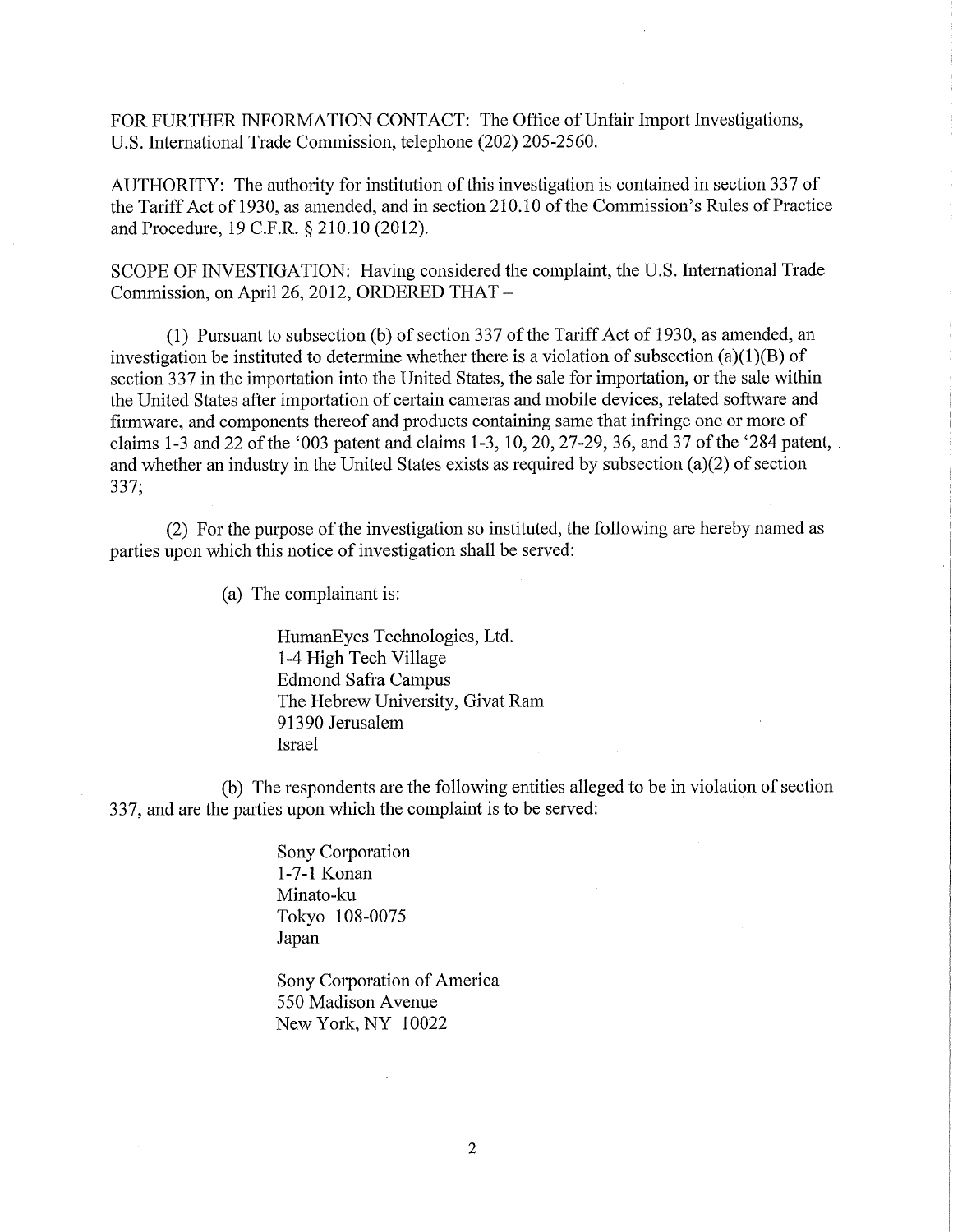FOR FURTHER INFORMATION CONTACT: The Office of Unfair Import Investigations, U.S. International Trade Commission, telephone (202) 205-2560.

AUTHORITY: The authority for institution of this investigation is contained in section 337 of the Tariff Act of 1930, as amended, and in section 210.10 of the Commission's Rules of Practice and Procedure, 19 C.F.R. § 210.10 (2012).

SCOPE OF INVESTIGATION: Having considered the complaint, the U.S. International Trade Commission, on April 26, 2012, ORDERED THAT –

(1) Pursuant to subsection (b) of section 337 of the Tariff Act of 1930, as amended, an investigation be instituted to determine whether there is a violation of subsection (a)(1)(B) of section 337 in the importation into the United States, the sale for importation, or the sale within the United States after importation of certain cameras and mobile devices, related software and firmware, and components thereof and products containing same that infringe one or more of claims 1-3 and 22 of the '003 patent and claims 1-3, 10, 20, 27-29, 36, and 37 of the '284 patent, and whether an industry in the United States exists as required by subsection (a)(2) of section 337;

(2) For the purpose of the investigation so instituted, the following are hereby named as parties upon which this notice of investigation shall be served:

(a) The complainant is:

HumanEyes Technologies, Ltd.
1-4 High Tech Village
Edmond Safra Campus
The Hebrew University, Givat Ram
91390 Jerusalem
Israel

(b) The respondents are the following entities alleged to be in violation of section 337, and are the parties upon which the complaint is to be served:

Sony Corporation
1-7-1 Konan
Minato-ku
Tokyo 108-0075
Japan

Sony Corporation of America
550 Madison Avenue
New York, NY 10022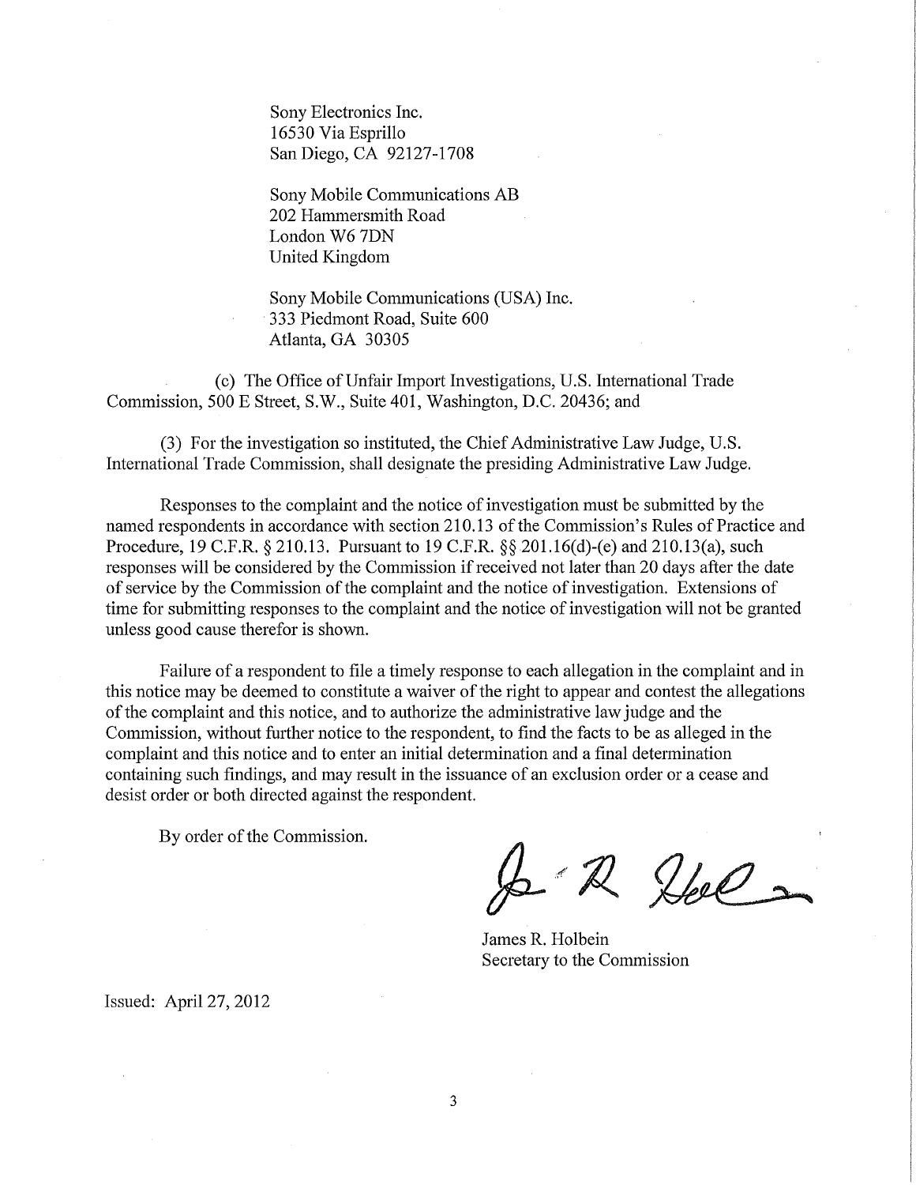Sony Electronics Inc.
16530 Via Esprillo
San Diego, CA 92127-1708

Sony Mobile Communications AB
202 Hammersmith Road
London W6 7DN
United Kingdom

Sony Mobile Communications (USA) Inc.
333 Piedmont Road, Suite 600
Atlanta, GA 30305

(c) The Office of Unfair Import Investigations, U.S. International Trade Commission, 500 E Street, S.W., Suite 401, Washington, D.C. 20436; and

(3) For the investigation so instituted, the Chief Administrative Law Judge, U.S. International Trade Commission, shall designate the presiding Administrative Law Judge.

Responses to the complaint and the notice of investigation must be submitted by the named respondents in accordance with section 210.13 of the Commission's Rules of Practice and Procedure, 19 C.F.R. § 210.13. Pursuant to 19 C.F.R. §§ 201.16(d)-(e) and 210.13(a), such responses will be considered by the Commission if received not later than 20 days after the date of service by the Commission of the complaint and the notice of investigation. Extensions of time for submitting responses to the complaint and the notice of investigation will not be granted unless good cause therefor is shown.

Failure of a respondent to file a timely response to each allegation in the complaint and in this notice may be deemed to constitute a waiver of the right to appear and contest the allegations of the complaint and this notice, and to authorize the administrative law judge and the Commission, without further notice to the respondent, to find the facts to be as alleged in the complaint and this notice and to enter an initial determination and a final determination containing such findings, and may result in the issuance of an exclusion order or a cease and desist order or both directed against the respondent.

By order of the Commission.

James R. Holbein
Secretary to the Commission

Issued: April 27, 2012